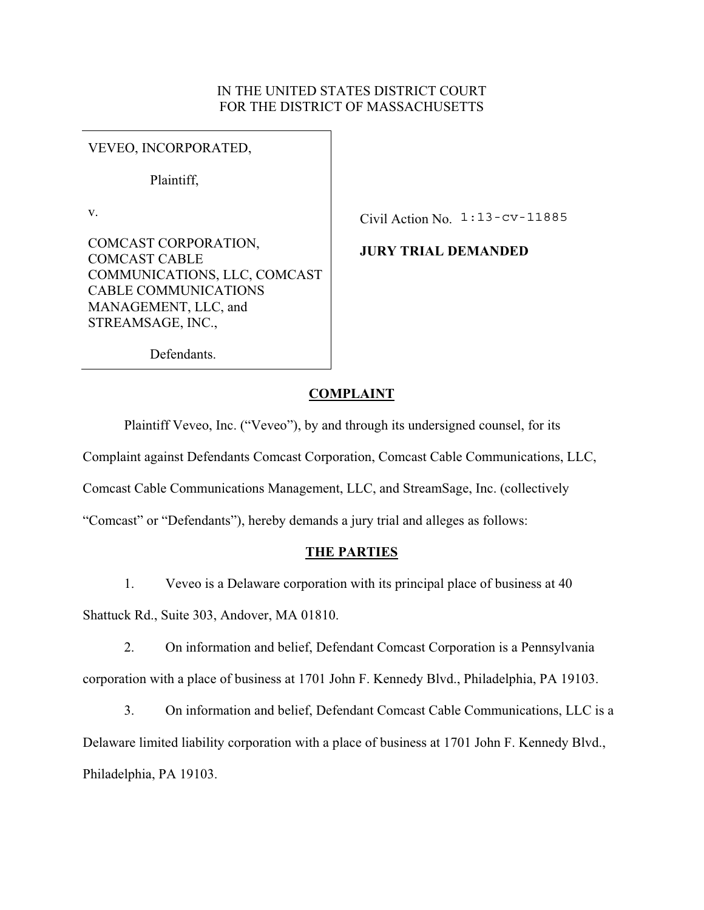IN THE UNITED STATES DISTRICT COURT
FOR THE DISTRICT OF MASSACHUSETTS

| | |
|---|---|
| VEVEO, INCORPORATED,<br><br>Plaintiff,<br><br>v.<br><br>COMCAST CORPORATION, COMCAST CABLE COMMUNICATIONS, LLC, COMCAST CABLE COMMUNICATIONS MANAGEMENT, LLC, and STREAMSAGE, INC.,<br><br>Defendants. | Civil Action No. 1:13-cv-11885<br><br>**JURY TRIAL DEMANDED** |

## COMPLAINT

Plaintiff Veveo, Inc. ("Veveo"), by and through its undersigned counsel, for its Complaint against Defendants Comcast Corporation, Comcast Cable Communications, LLC, Comcast Cable Communications Management, LLC, and StreamSage, Inc. (collectively "Comcast" or "Defendants"), hereby demands a jury trial and alleges as follows:

## THE PARTIES

1. Veveo is a Delaware corporation with its principal place of business at 40 Shattuck Rd., Suite 303, Andover, MA 01810.

2. On information and belief, Defendant Comcast Corporation is a Pennsylvania corporation with a place of business at 1701 John F. Kennedy Blvd., Philadelphia, PA 19103.

3. On information and belief, Defendant Comcast Cable Communications, LLC is a Delaware limited liability corporation with a place of business at 1701 John F. Kennedy Blvd., Philadelphia, PA 19103.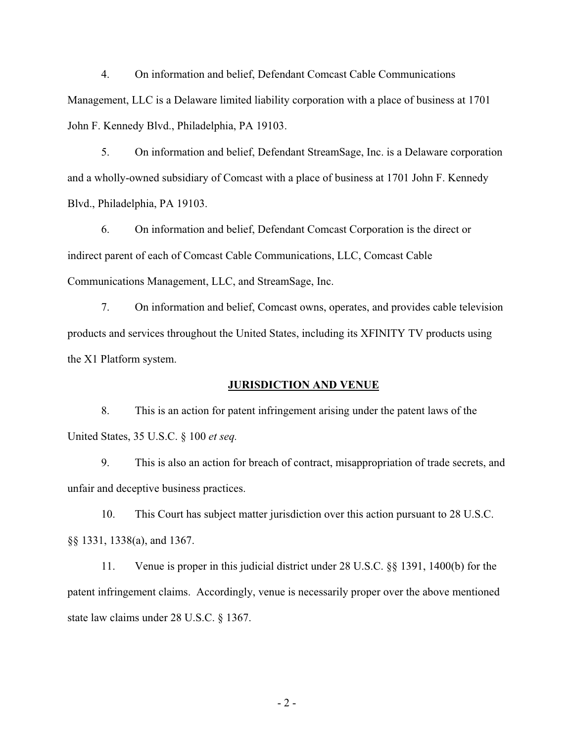4. On information and belief, Defendant Comcast Cable Communications Management, LLC is a Delaware limited liability corporation with a place of business at 1701 John F. Kennedy Blvd., Philadelphia, PA 19103.

5. On information and belief, Defendant StreamSage, Inc. is a Delaware corporation and a wholly-owned subsidiary of Comcast with a place of business at 1701 John F. Kennedy Blvd., Philadelphia, PA 19103.

6. On information and belief, Defendant Comcast Corporation is the direct or indirect parent of each of Comcast Cable Communications, LLC, Comcast Cable Communications Management, LLC, and StreamSage, Inc.

7. On information and belief, Comcast owns, operates, and provides cable television products and services throughout the United States, including its XFINITY TV products using the X1 Platform system.

## JURISDICTION AND VENUE

8. This is an action for patent infringement arising under the patent laws of the United States, 35 U.S.C. § 100 *et seq.*

9. This is also an action for breach of contract, misappropriation of trade secrets, and unfair and deceptive business practices.

10. This Court has subject matter jurisdiction over this action pursuant to 28 U.S.C. §§ 1331, 1338(a), and 1367.

11. Venue is proper in this judicial district under 28 U.S.C. §§ 1391, 1400(b) for the patent infringement claims. Accordingly, venue is necessarily proper over the above mentioned state law claims under 28 U.S.C. § 1367.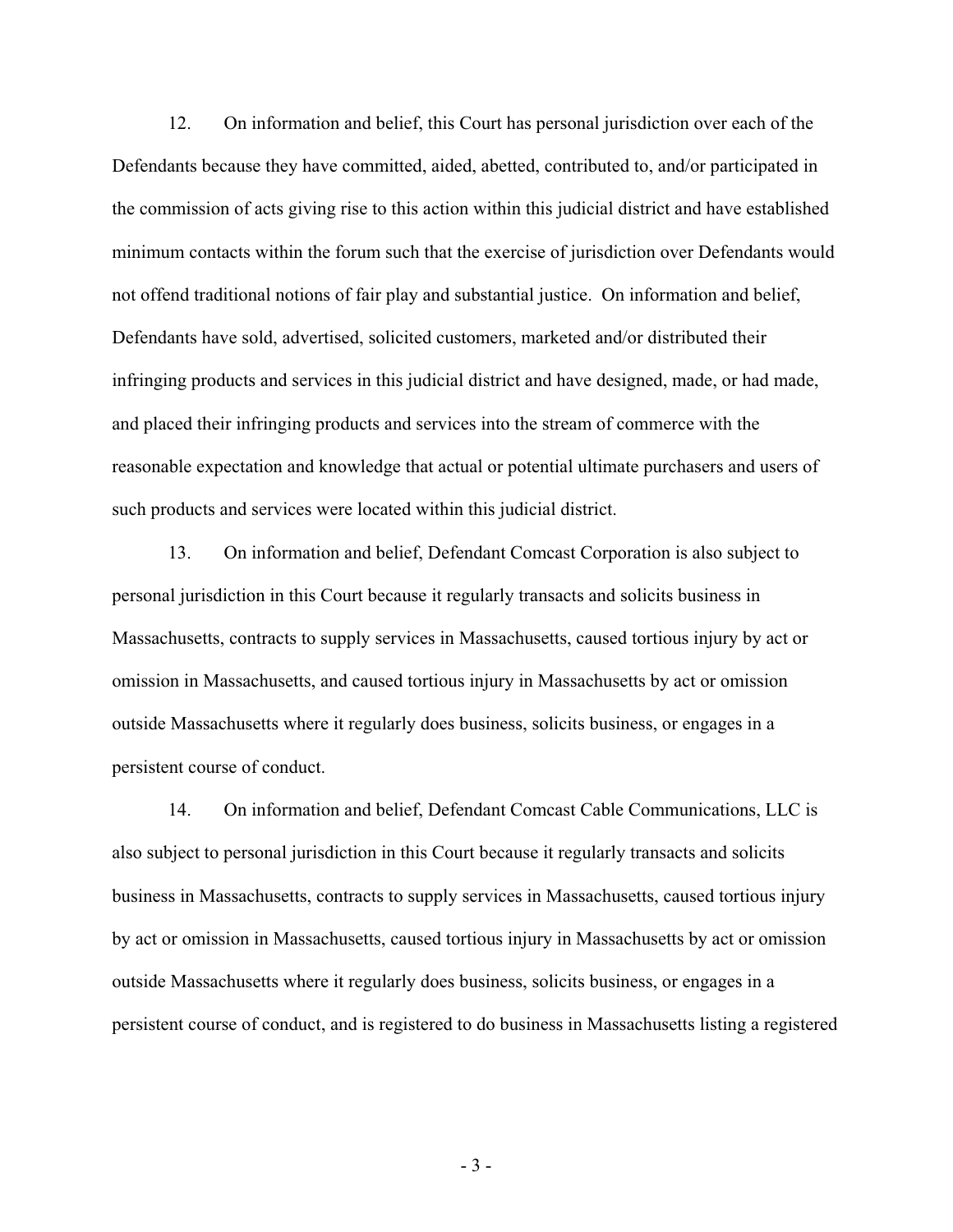12. On information and belief, this Court has personal jurisdiction over each of the Defendants because they have committed, aided, abetted, contributed to, and/or participated in the commission of acts giving rise to this action within this judicial district and have established minimum contacts within the forum such that the exercise of jurisdiction over Defendants would not offend traditional notions of fair play and substantial justice. On information and belief, Defendants have sold, advertised, solicited customers, marketed and/or distributed their infringing products and services in this judicial district and have designed, made, or had made, and placed their infringing products and services into the stream of commerce with the reasonable expectation and knowledge that actual or potential ultimate purchasers and users of such products and services were located within this judicial district.

13. On information and belief, Defendant Comcast Corporation is also subject to personal jurisdiction in this Court because it regularly transacts and solicits business in Massachusetts, contracts to supply services in Massachusetts, caused tortious injury by act or omission in Massachusetts, and caused tortious injury in Massachusetts by act or omission outside Massachusetts where it regularly does business, solicits business, or engages in a persistent course of conduct.

14. On information and belief, Defendant Comcast Cable Communications, LLC is also subject to personal jurisdiction in this Court because it regularly transacts and solicits business in Massachusetts, contracts to supply services in Massachusetts, caused tortious injury by act or omission in Massachusetts, caused tortious injury in Massachusetts by act or omission outside Massachusetts where it regularly does business, solicits business, or engages in a persistent course of conduct, and is registered to do business in Massachusetts listing a registered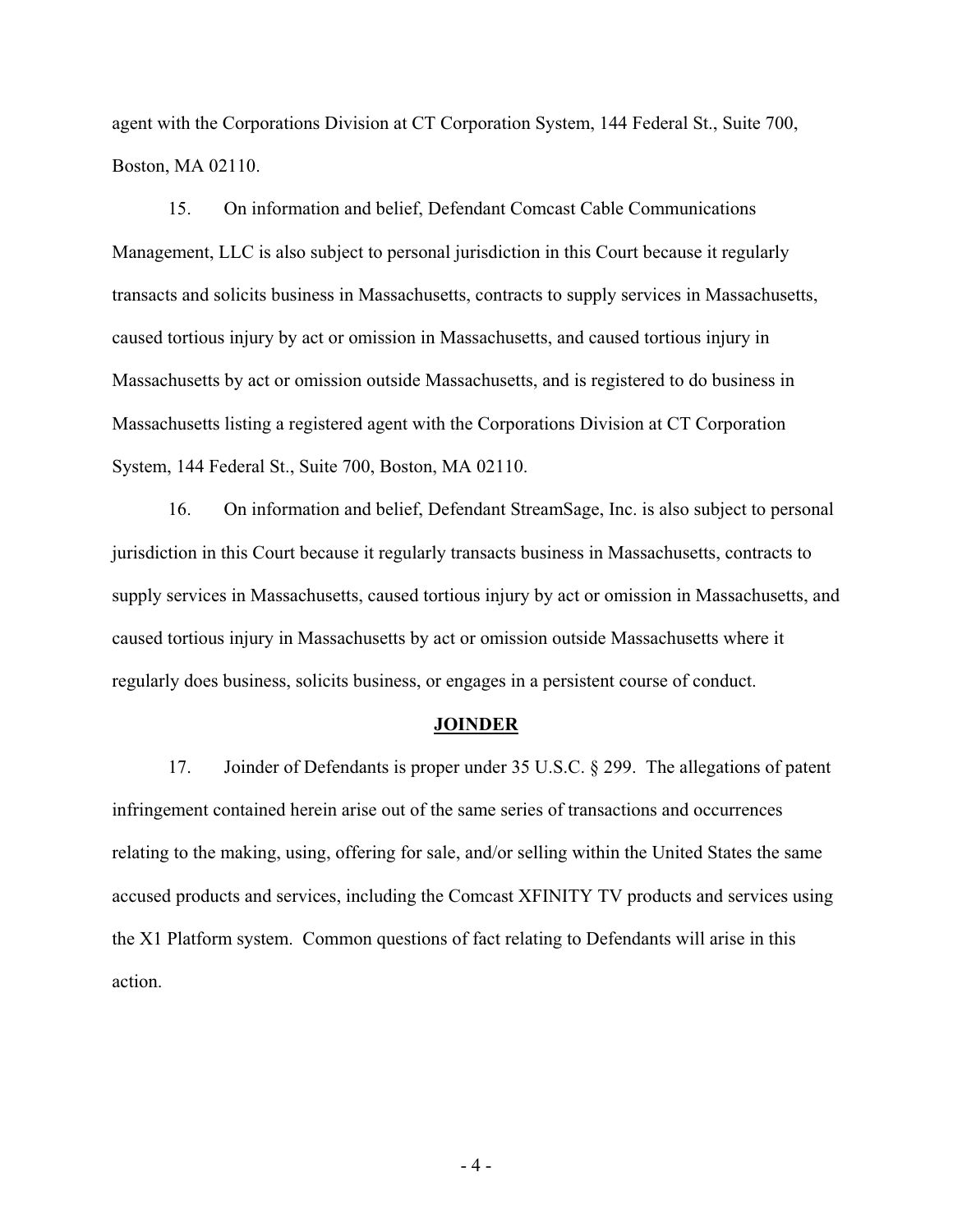agent with the Corporations Division at CT Corporation System, 144 Federal St., Suite 700, Boston, MA 02110.

15. On information and belief, Defendant Comcast Cable Communications Management, LLC is also subject to personal jurisdiction in this Court because it regularly transacts and solicits business in Massachusetts, contracts to supply services in Massachusetts, caused tortious injury by act or omission in Massachusetts, and caused tortious injury in Massachusetts by act or omission outside Massachusetts, and is registered to do business in Massachusetts listing a registered agent with the Corporations Division at CT Corporation System, 144 Federal St., Suite 700, Boston, MA 02110.

16. On information and belief, Defendant StreamSage, Inc. is also subject to personal jurisdiction in this Court because it regularly transacts business in Massachusetts, contracts to supply services in Massachusetts, caused tortious injury by act or omission in Massachusetts, and caused tortious injury in Massachusetts by act or omission outside Massachusetts where it regularly does business, solicits business, or engages in a persistent course of conduct.

## **JOINDER**

17. Joinder of Defendants is proper under 35 U.S.C. § 299. The allegations of patent infringement contained herein arise out of the same series of transactions and occurrences relating to the making, using, offering for sale, and/or selling within the United States the same accused products and services, including the Comcast XFINITY TV products and services using the X1 Platform system. Common questions of fact relating to Defendants will arise in this action.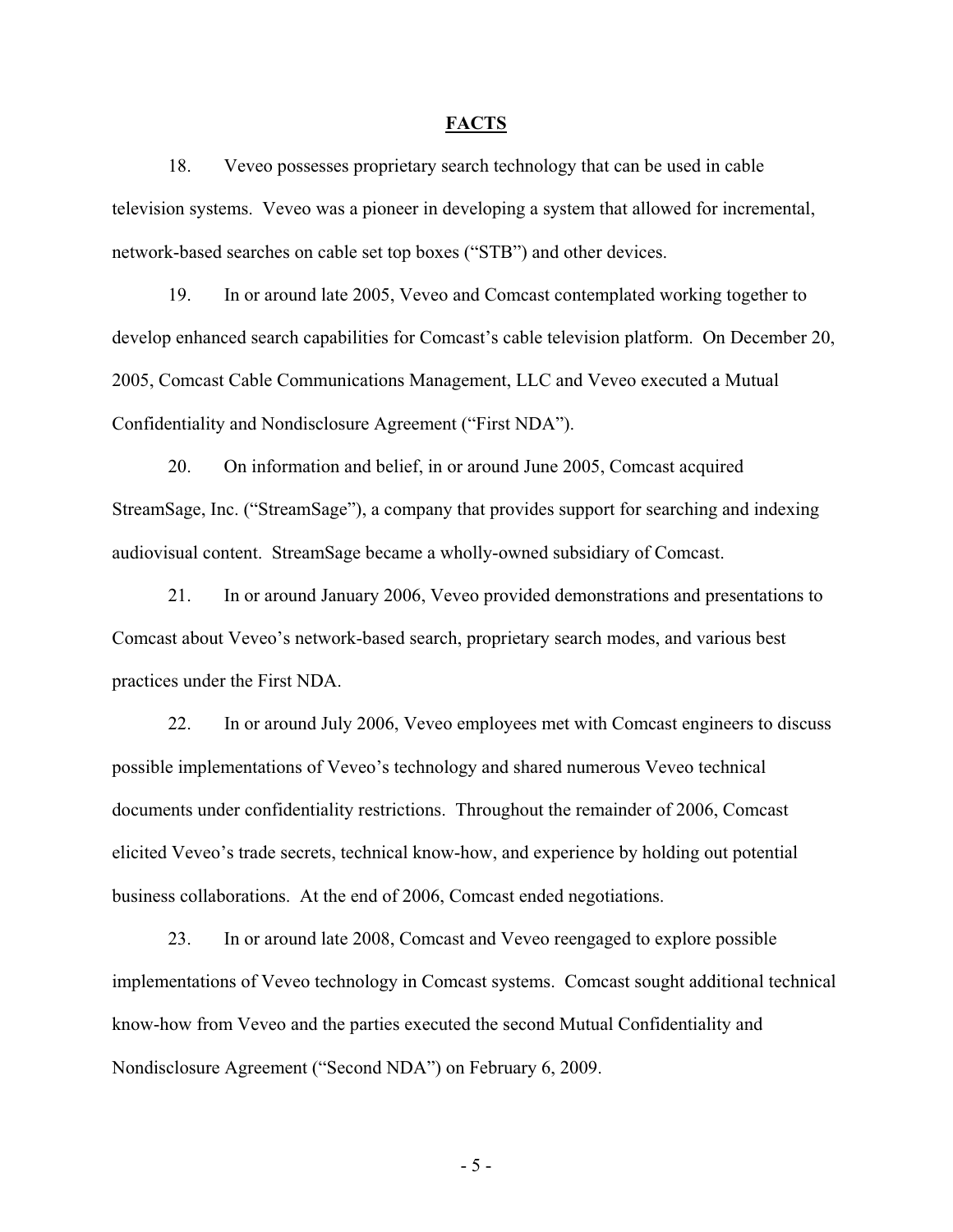## FACTS

18. Veveo possesses proprietary search technology that can be used in cable television systems. Veveo was a pioneer in developing a system that allowed for incremental, network-based searches on cable set top boxes ("STB") and other devices.

19. In or around late 2005, Veveo and Comcast contemplated working together to develop enhanced search capabilities for Comcast's cable television platform. On December 20, 2005, Comcast Cable Communications Management, LLC and Veveo executed a Mutual Confidentiality and Nondisclosure Agreement ("First NDA").

20. On information and belief, in or around June 2005, Comcast acquired StreamSage, Inc. ("StreamSage"), a company that provides support for searching and indexing audiovisual content. StreamSage became a wholly-owned subsidiary of Comcast.

21. In or around January 2006, Veveo provided demonstrations and presentations to Comcast about Veveo's network-based search, proprietary search modes, and various best practices under the First NDA.

22. In or around July 2006, Veveo employees met with Comcast engineers to discuss possible implementations of Veveo's technology and shared numerous Veveo technical documents under confidentiality restrictions. Throughout the remainder of 2006, Comcast elicited Veveo's trade secrets, technical know-how, and experience by holding out potential business collaborations. At the end of 2006, Comcast ended negotiations.

23. In or around late 2008, Comcast and Veveo reengaged to explore possible implementations of Veveo technology in Comcast systems. Comcast sought additional technical know-how from Veveo and the parties executed the second Mutual Confidentiality and Nondisclosure Agreement ("Second NDA") on February 6, 2009.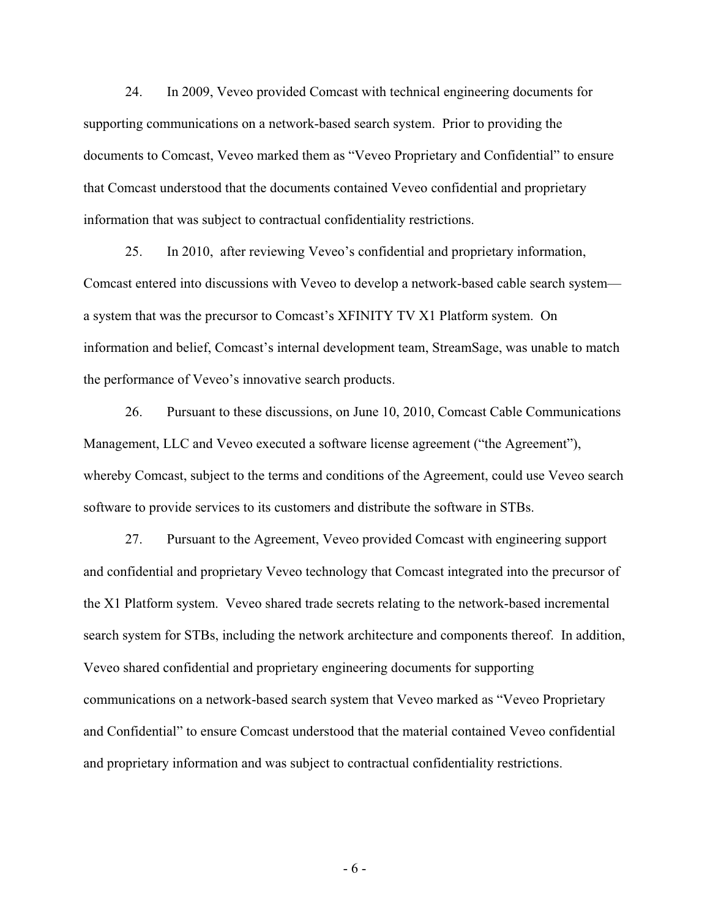24. In 2009, Veveo provided Comcast with technical engineering documents for supporting communications on a network-based search system. Prior to providing the documents to Comcast, Veveo marked them as "Veveo Proprietary and Confidential" to ensure that Comcast understood that the documents contained Veveo confidential and proprietary information that was subject to contractual confidentiality restrictions.

25. In 2010, after reviewing Veveo's confidential and proprietary information, Comcast entered into discussions with Veveo to develop a network-based cable search system—a system that was the precursor to Comcast's XFINITY TV X1 Platform system. On information and belief, Comcast's internal development team, StreamSage, was unable to match the performance of Veveo's innovative search products.

26. Pursuant to these discussions, on June 10, 2010, Comcast Cable Communications Management, LLC and Veveo executed a software license agreement ("the Agreement"), whereby Comcast, subject to the terms and conditions of the Agreement, could use Veveo search software to provide services to its customers and distribute the software in STBs.

27. Pursuant to the Agreement, Veveo provided Comcast with engineering support and confidential and proprietary Veveo technology that Comcast integrated into the precursor of the X1 Platform system. Veveo shared trade secrets relating to the network-based incremental search system for STBs, including the network architecture and components thereof. In addition, Veveo shared confidential and proprietary engineering documents for supporting communications on a network-based search system that Veveo marked as "Veveo Proprietary and Confidential" to ensure Comcast understood that the material contained Veveo confidential and proprietary information and was subject to contractual confidentiality restrictions.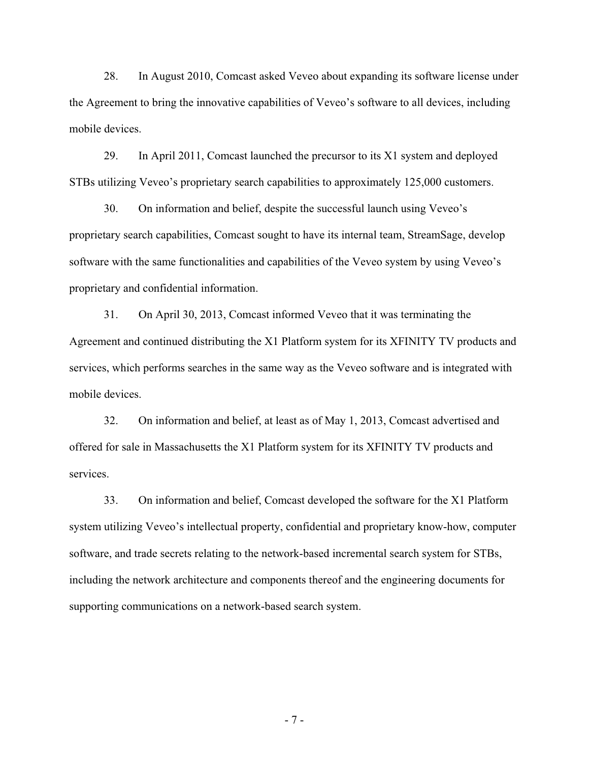28. In August 2010, Comcast asked Veveo about expanding its software license under the Agreement to bring the innovative capabilities of Veveo's software to all devices, including mobile devices.

29. In April 2011, Comcast launched the precursor to its X1 system and deployed STBs utilizing Veveo's proprietary search capabilities to approximately 125,000 customers.

30. On information and belief, despite the successful launch using Veveo's proprietary search capabilities, Comcast sought to have its internal team, StreamSage, develop software with the same functionalities and capabilities of the Veveo system by using Veveo's proprietary and confidential information.

31. On April 30, 2013, Comcast informed Veveo that it was terminating the Agreement and continued distributing the X1 Platform system for its XFINITY TV products and services, which performs searches in the same way as the Veveo software and is integrated with mobile devices.

32. On information and belief, at least as of May 1, 2013, Comcast advertised and offered for sale in Massachusetts the X1 Platform system for its XFINITY TV products and services.

33. On information and belief, Comcast developed the software for the X1 Platform system utilizing Veveo's intellectual property, confidential and proprietary know-how, computer software, and trade secrets relating to the network-based incremental search system for STBs, including the network architecture and components thereof and the engineering documents for supporting communications on a network-based search system.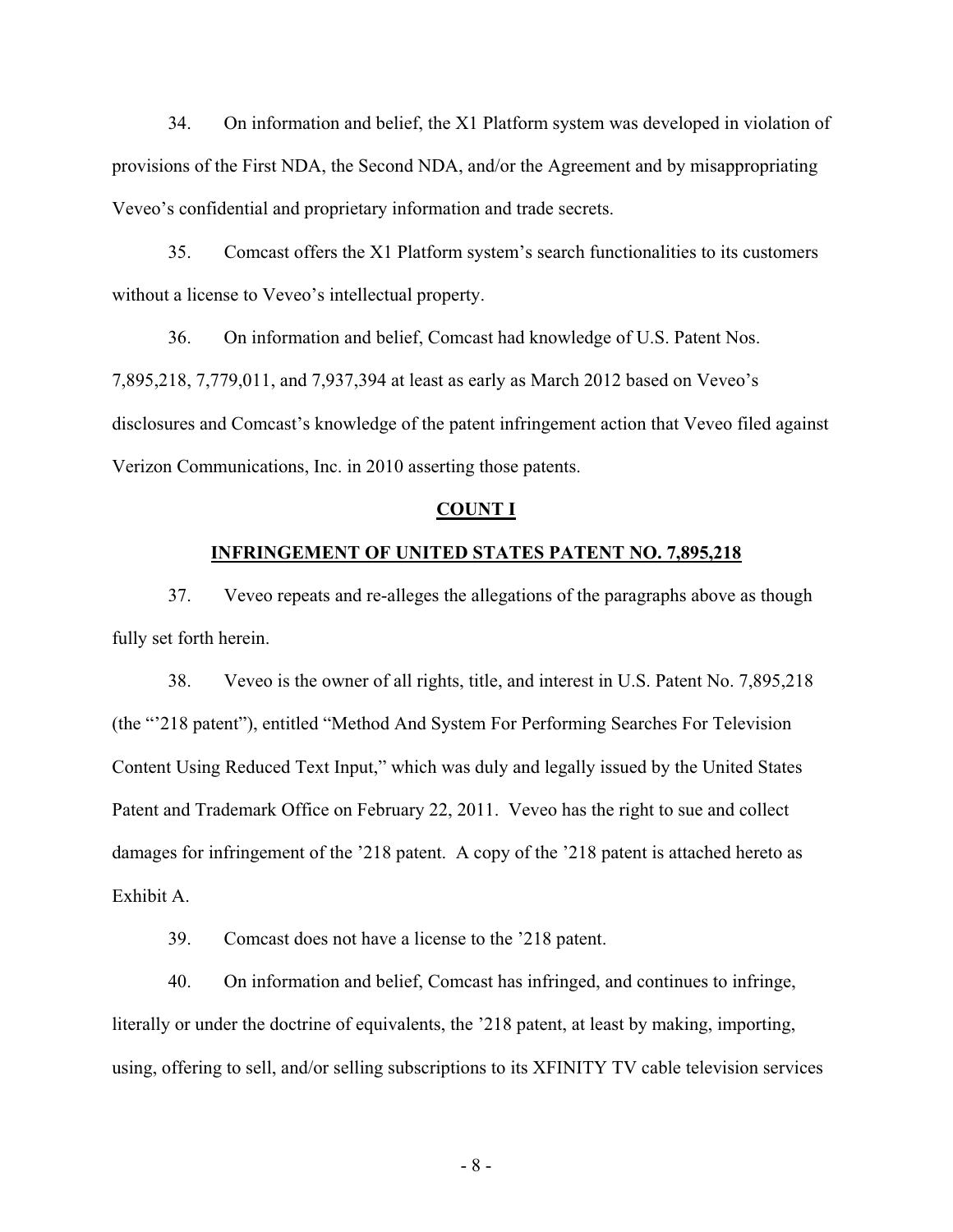34. On information and belief, the X1 Platform system was developed in violation of provisions of the First NDA, the Second NDA, and/or the Agreement and by misappropriating Veveo's confidential and proprietary information and trade secrets.

35. Comcast offers the X1 Platform system's search functionalities to its customers without a license to Veveo's intellectual property.

36. On information and belief, Comcast had knowledge of U.S. Patent Nos. 7,895,218, 7,779,011, and 7,937,394 at least as early as March 2012 based on Veveo's disclosures and Comcast's knowledge of the patent infringement action that Veveo filed against Verizon Communications, Inc. in 2010 asserting those patents.

## **COUNT I**

## **INFRINGEMENT OF UNITED STATES PATENT NO. 7,895,218**

37. Veveo repeats and re-alleges the allegations of the paragraphs above as though fully set forth herein.

38. Veveo is the owner of all rights, title, and interest in U.S. Patent No. 7,895,218 (the "'218 patent"), entitled "Method And System For Performing Searches For Television Content Using Reduced Text Input," which was duly and legally issued by the United States Patent and Trademark Office on February 22, 2011. Veveo has the right to sue and collect damages for infringement of the '218 patent. A copy of the '218 patent is attached hereto as Exhibit A.

39. Comcast does not have a license to the '218 patent.

40. On information and belief, Comcast has infringed, and continues to infringe, literally or under the doctrine of equivalents, the '218 patent, at least by making, importing, using, offering to sell, and/or selling subscriptions to its XFINITY TV cable television services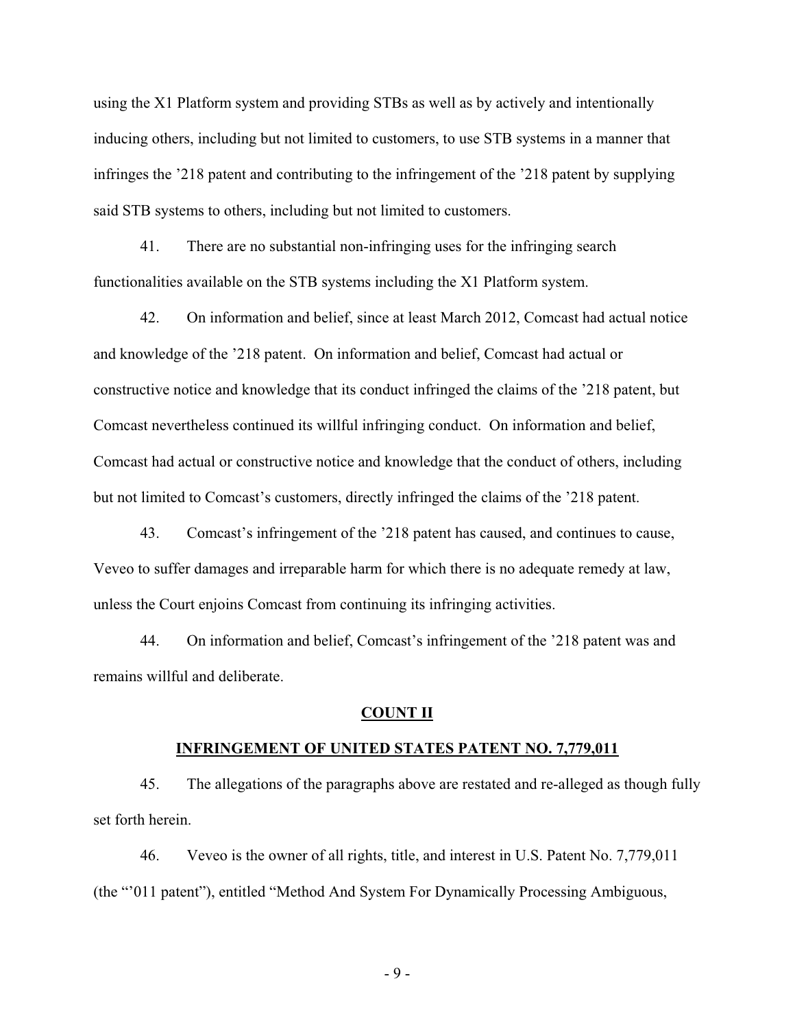using the X1 Platform system and providing STBs as well as by actively and intentionally inducing others, including but not limited to customers, to use STB systems in a manner that infringes the '218 patent and contributing to the infringement of the '218 patent by supplying said STB systems to others, including but not limited to customers.

41. There are no substantial non-infringing uses for the infringing search functionalities available on the STB systems including the X1 Platform system.

42. On information and belief, since at least March 2012, Comcast had actual notice and knowledge of the '218 patent. On information and belief, Comcast had actual or constructive notice and knowledge that its conduct infringed the claims of the '218 patent, but Comcast nevertheless continued its willful infringing conduct. On information and belief, Comcast had actual or constructive notice and knowledge that the conduct of others, including but not limited to Comcast's customers, directly infringed the claims of the '218 patent.

43. Comcast's infringement of the '218 patent has caused, and continues to cause, Veveo to suffer damages and irreparable harm for which there is no adequate remedy at law, unless the Court enjoins Comcast from continuing its infringing activities.

44. On information and belief, Comcast's infringement of the '218 patent was and remains willful and deliberate.

## COUNT II

## INFRINGEMENT OF UNITED STATES PATENT NO. 7,779,011

45. The allegations of the paragraphs above are restated and re-alleged as though fully set forth herein.

46. Veveo is the owner of all rights, title, and interest in U.S. Patent No. 7,779,011 (the "'011 patent"), entitled "Method And System For Dynamically Processing Ambiguous,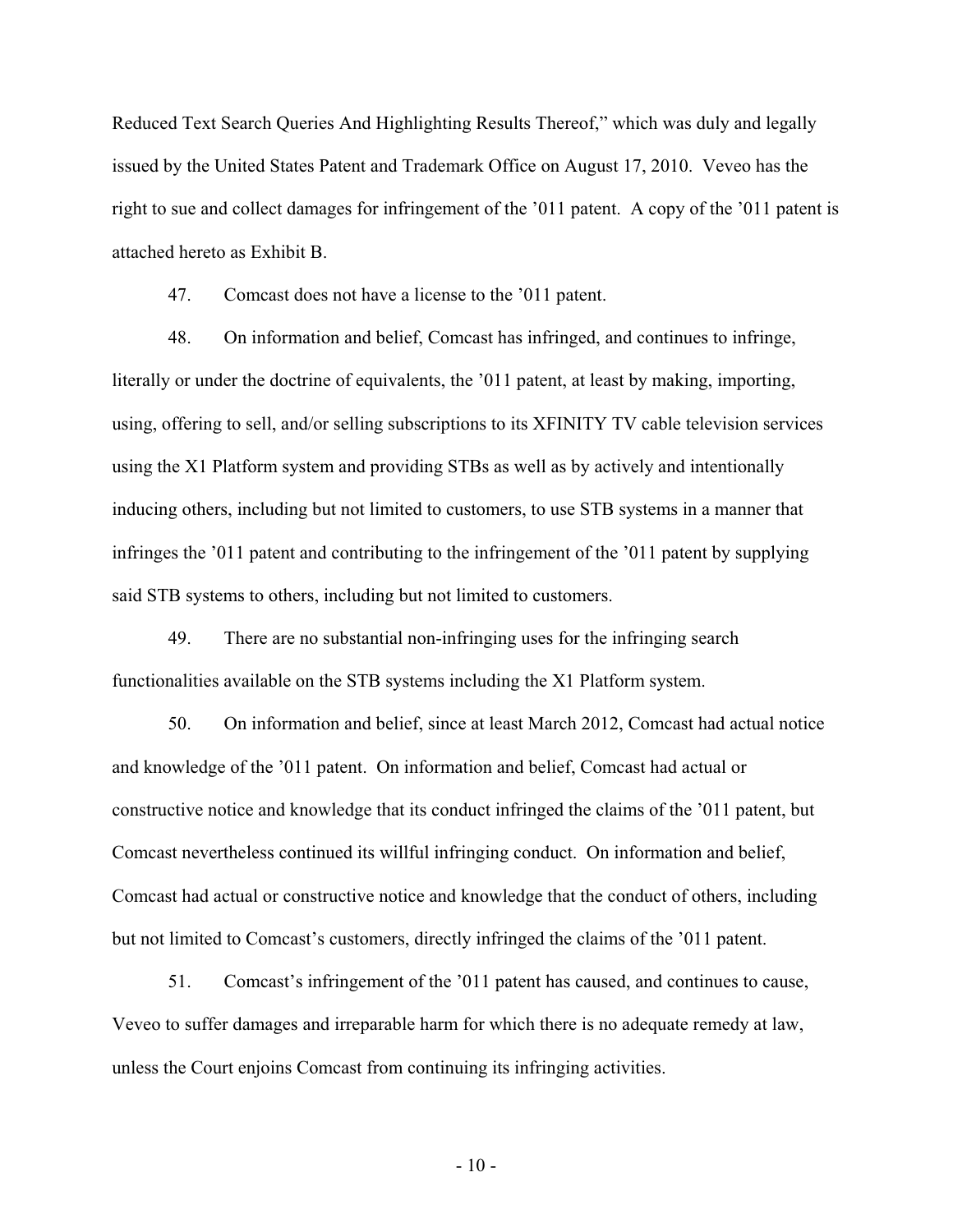Reduced Text Search Queries And Highlighting Results Thereof," which was duly and legally issued by the United States Patent and Trademark Office on August 17, 2010. Veveo has the right to sue and collect damages for infringement of the '011 patent. A copy of the '011 patent is attached hereto as Exhibit B.

47. Comcast does not have a license to the '011 patent.

48. On information and belief, Comcast has infringed, and continues to infringe, literally or under the doctrine of equivalents, the '011 patent, at least by making, importing, using, offering to sell, and/or selling subscriptions to its XFINITY TV cable television services using the X1 Platform system and providing STBs as well as by actively and intentionally inducing others, including but not limited to customers, to use STB systems in a manner that infringes the '011 patent and contributing to the infringement of the '011 patent by supplying said STB systems to others, including but not limited to customers.

49. There are no substantial non-infringing uses for the infringing search functionalities available on the STB systems including the X1 Platform system.

50. On information and belief, since at least March 2012, Comcast had actual notice and knowledge of the '011 patent. On information and belief, Comcast had actual or constructive notice and knowledge that its conduct infringed the claims of the '011 patent, but Comcast nevertheless continued its willful infringing conduct. On information and belief, Comcast had actual or constructive notice and knowledge that the conduct of others, including but not limited to Comcast's customers, directly infringed the claims of the '011 patent.

51. Comcast's infringement of the '011 patent has caused, and continues to cause, Veveo to suffer damages and irreparable harm for which there is no adequate remedy at law, unless the Court enjoins Comcast from continuing its infringing activities.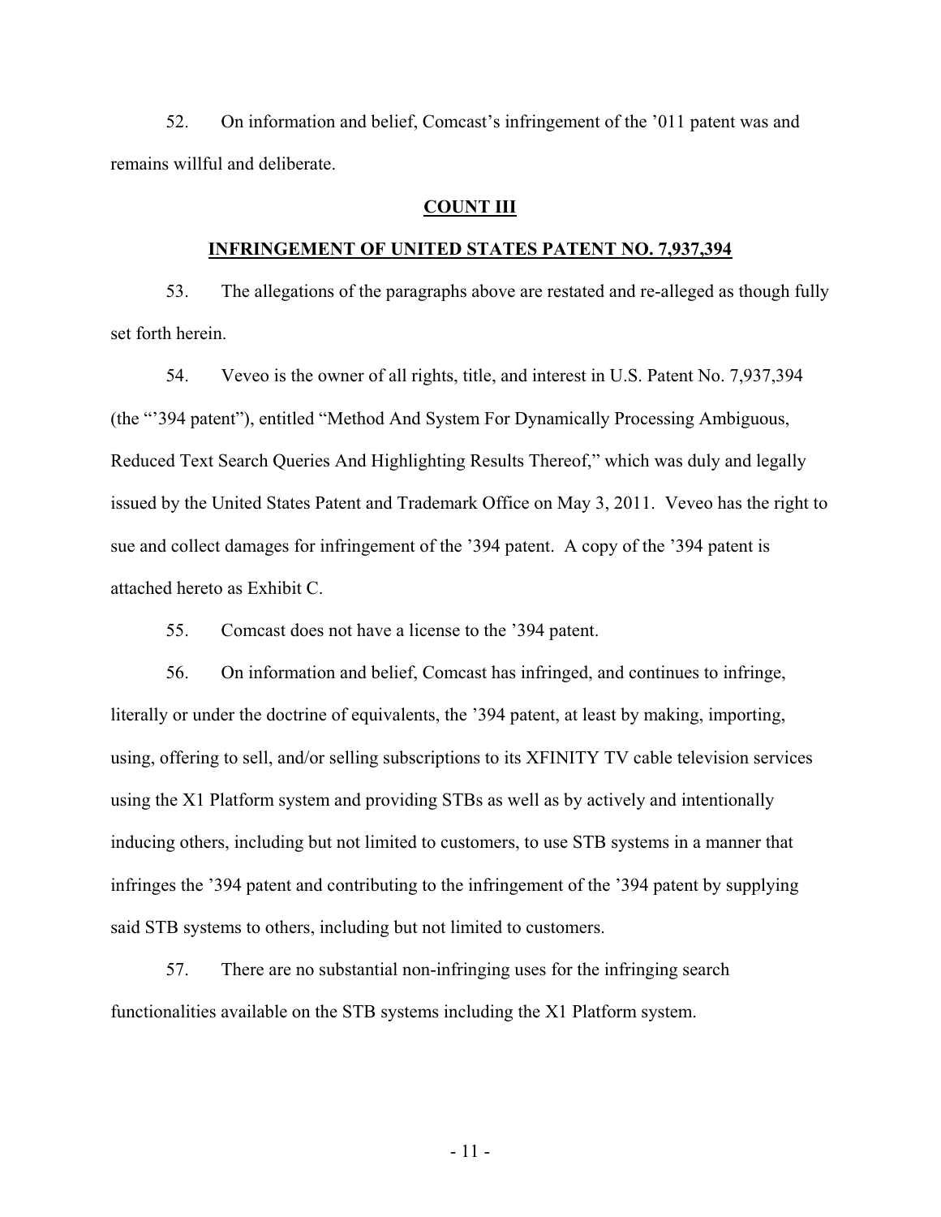52. On information and belief, Comcast's infringement of the '011 patent was and remains willful and deliberate.

## COUNT III

## INFRINGEMENT OF UNITED STATES PATENT NO. 7,937,394

53. The allegations of the paragraphs above are restated and re-alleged as though fully set forth herein.

54. Veveo is the owner of all rights, title, and interest in U.S. Patent No. 7,937,394 (the "'394 patent"), entitled "Method And System For Dynamically Processing Ambiguous, Reduced Text Search Queries And Highlighting Results Thereof," which was duly and legally issued by the United States Patent and Trademark Office on May 3, 2011. Veveo has the right to sue and collect damages for infringement of the '394 patent. A copy of the '394 patent is attached hereto as Exhibit C.

55. Comcast does not have a license to the '394 patent.

56. On information and belief, Comcast has infringed, and continues to infringe, literally or under the doctrine of equivalents, the '394 patent, at least by making, importing, using, offering to sell, and/or selling subscriptions to its XFINITY TV cable television services using the X1 Platform system and providing STBs as well as by actively and intentionally inducing others, including but not limited to customers, to use STB systems in a manner that infringes the '394 patent and contributing to the infringement of the '394 patent by supplying said STB systems to others, including but not limited to customers.

57. There are no substantial non-infringing uses for the infringing search functionalities available on the STB systems including the X1 Platform system.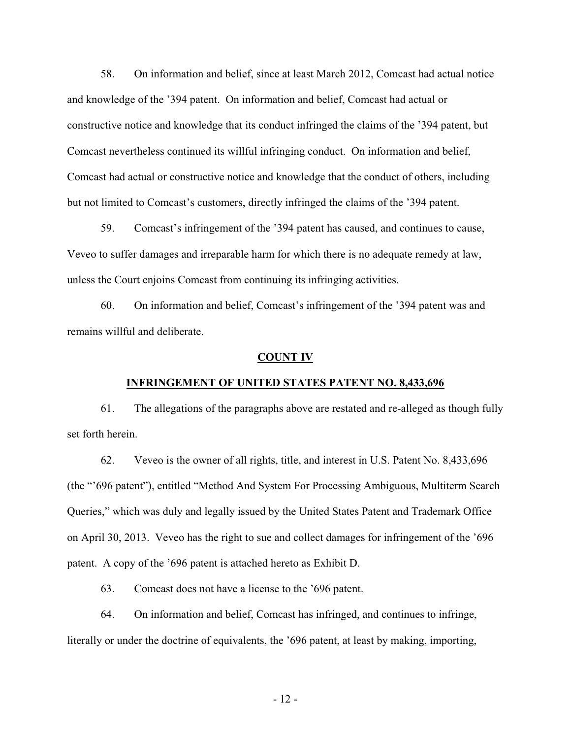58. On information and belief, since at least March 2012, Comcast had actual notice and knowledge of the '394 patent. On information and belief, Comcast had actual or constructive notice and knowledge that its conduct infringed the claims of the '394 patent, but Comcast nevertheless continued its willful infringing conduct. On information and belief, Comcast had actual or constructive notice and knowledge that the conduct of others, including but not limited to Comcast's customers, directly infringed the claims of the '394 patent.

59. Comcast's infringement of the '394 patent has caused, and continues to cause, Veveo to suffer damages and irreparable harm for which there is no adequate remedy at law, unless the Court enjoins Comcast from continuing its infringing activities.

60. On information and belief, Comcast's infringement of the '394 patent was and remains willful and deliberate.

## **COUNT IV**

## **INFRINGEMENT OF UNITED STATES PATENT NO. 8,433,696**

61. The allegations of the paragraphs above are restated and re-alleged as though fully set forth herein.

62. Veveo is the owner of all rights, title, and interest in U.S. Patent No. 8,433,696 (the "'696 patent"), entitled "Method And System For Processing Ambiguous, Multiterm Search Queries," which was duly and legally issued by the United States Patent and Trademark Office on April 30, 2013. Veveo has the right to sue and collect damages for infringement of the '696 patent. A copy of the '696 patent is attached hereto as Exhibit D.

63. Comcast does not have a license to the '696 patent.

64. On information and belief, Comcast has infringed, and continues to infringe, literally or under the doctrine of equivalents, the '696 patent, at least by making, importing,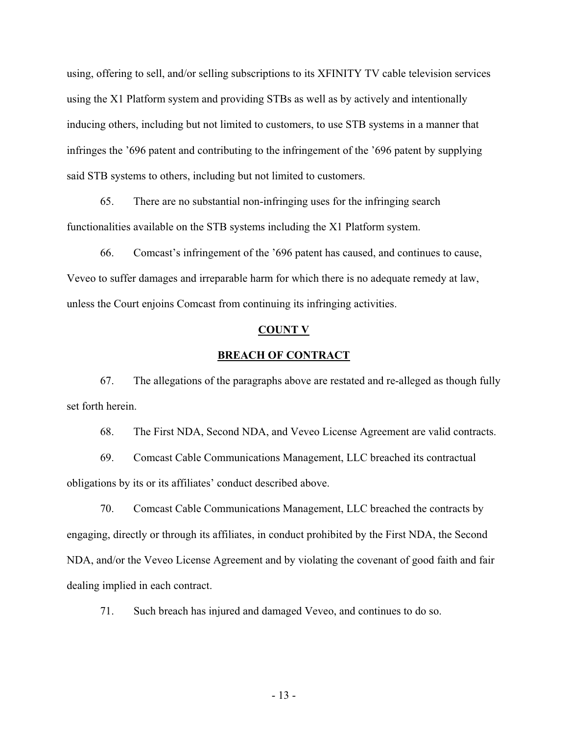using, offering to sell, and/or selling subscriptions to its XFINITY TV cable television services using the X1 Platform system and providing STBs as well as by actively and intentionally inducing others, including but not limited to customers, to use STB systems in a manner that infringes the ’696 patent and contributing to the infringement of the ’696 patent by supplying said STB systems to others, including but not limited to customers.

65. There are no substantial non-infringing uses for the infringing search functionalities available on the STB systems including the X1 Platform system.

66. Comcast’s infringement of the ’696 patent has caused, and continues to cause, Veveo to suffer damages and irreparable harm for which there is no adequate remedy at law, unless the Court enjoins Comcast from continuing its infringing activities.

## COUNT V

## BREACH OF CONTRACT

67. The allegations of the paragraphs above are restated and re-alleged as though fully set forth herein.

68. The First NDA, Second NDA, and Veveo License Agreement are valid contracts.

69. Comcast Cable Communications Management, LLC breached its contractual obligations by its or its affiliates’ conduct described above.

70. Comcast Cable Communications Management, LLC breached the contracts by engaging, directly or through its affiliates, in conduct prohibited by the First NDA, the Second NDA, and/or the Veveo License Agreement and by violating the covenant of good faith and fair dealing implied in each contract.

71. Such breach has injured and damaged Veveo, and continues to do so.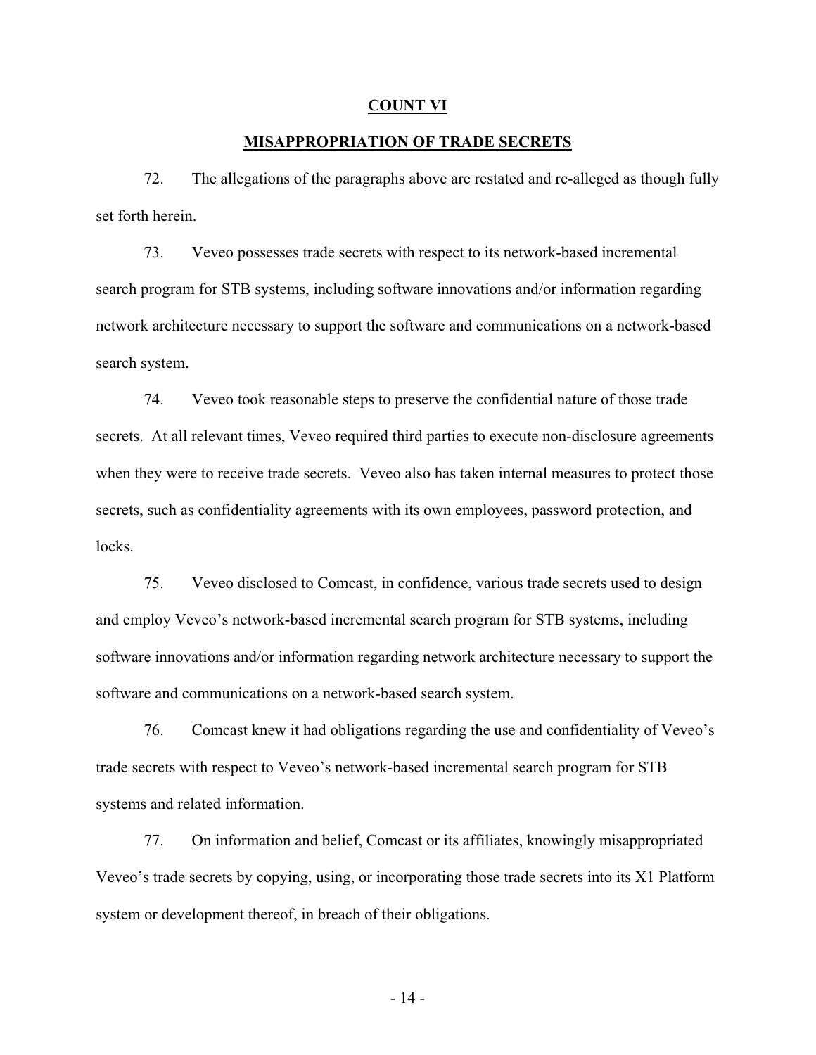## COUNT VI

## MISAPPROPRIATION OF TRADE SECRETS

72. The allegations of the paragraphs above are restated and re-alleged as though fully set forth herein.

73. Veveo possesses trade secrets with respect to its network-based incremental search program for STB systems, including software innovations and/or information regarding network architecture necessary to support the software and communications on a network-based search system.

74. Veveo took reasonable steps to preserve the confidential nature of those trade secrets. At all relevant times, Veveo required third parties to execute non-disclosure agreements when they were to receive trade secrets. Veveo also has taken internal measures to protect those secrets, such as confidentiality agreements with its own employees, password protection, and locks.

75. Veveo disclosed to Comcast, in confidence, various trade secrets used to design and employ Veveo's network-based incremental search program for STB systems, including software innovations and/or information regarding network architecture necessary to support the software and communications on a network-based search system.

76. Comcast knew it had obligations regarding the use and confidentiality of Veveo's trade secrets with respect to Veveo's network-based incremental search program for STB systems and related information.

77. On information and belief, Comcast or its affiliates, knowingly misappropriated Veveo's trade secrets by copying, using, or incorporating those trade secrets into its X1 Platform system or development thereof, in breach of their obligations.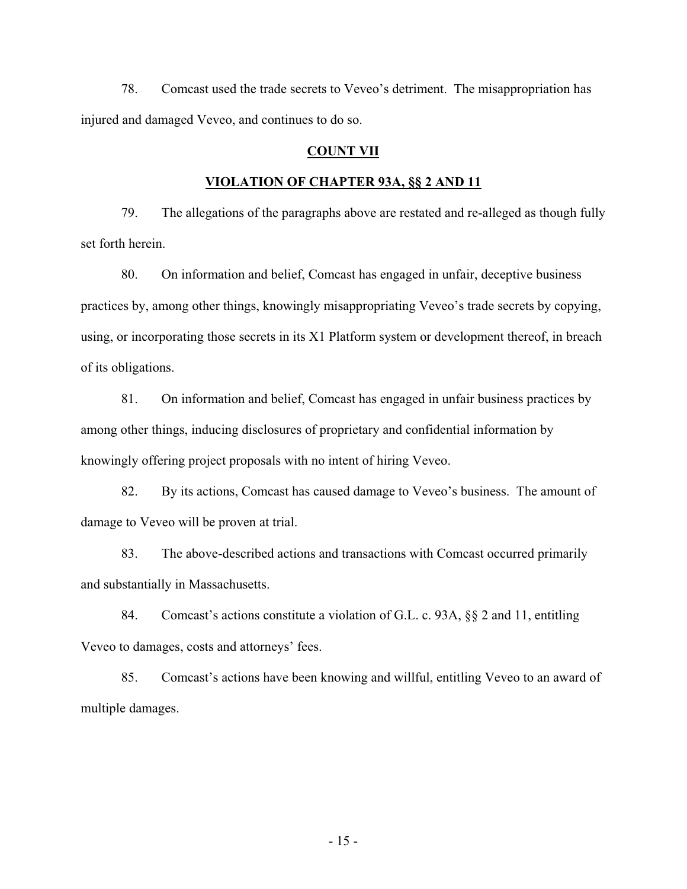78. Comcast used the trade secrets to Veveo's detriment. The misappropriation has injured and damaged Veveo, and continues to do so.

## COUNT VII

## VIOLATION OF CHAPTER 93A, §§ 2 AND 11

79. The allegations of the paragraphs above are restated and re-alleged as though fully set forth herein.

80. On information and belief, Comcast has engaged in unfair, deceptive business practices by, among other things, knowingly misappropriating Veveo's trade secrets by copying, using, or incorporating those secrets in its X1 Platform system or development thereof, in breach of its obligations.

81. On information and belief, Comcast has engaged in unfair business practices by among other things, inducing disclosures of proprietary and confidential information by knowingly offering project proposals with no intent of hiring Veveo.

82. By its actions, Comcast has caused damage to Veveo's business. The amount of damage to Veveo will be proven at trial.

83. The above-described actions and transactions with Comcast occurred primarily and substantially in Massachusetts.

84. Comcast's actions constitute a violation of G.L. c. 93A, §§ 2 and 11, entitling Veveo to damages, costs and attorneys' fees.

85. Comcast's actions have been knowing and willful, entitling Veveo to an award of multiple damages.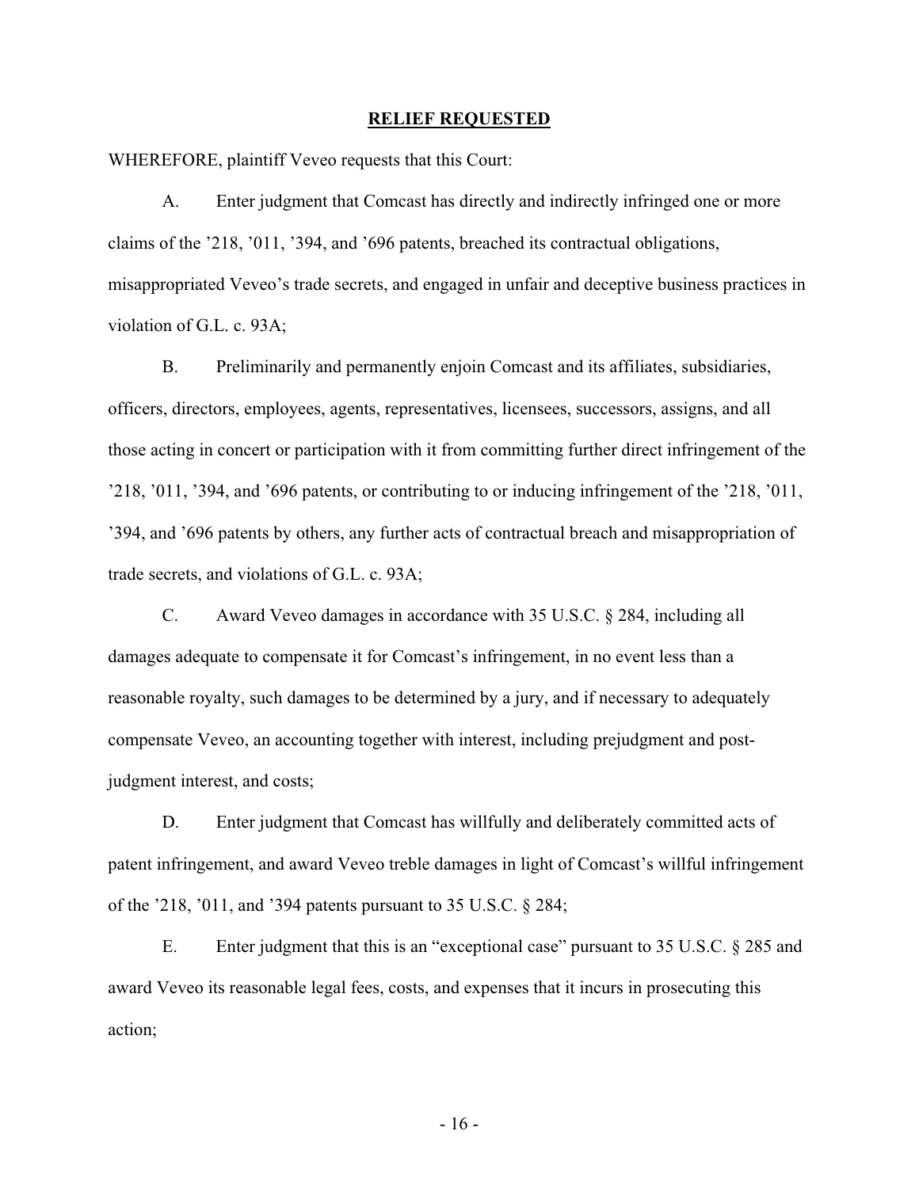## RELIEF REQUESTED

WHEREFORE, plaintiff Veveo requests that this Court:

A. Enter judgment that Comcast has directly and indirectly infringed one or more claims of the ’218, ’011, ’394, and ’696 patents, breached its contractual obligations, misappropriated Veveo’s trade secrets, and engaged in unfair and deceptive business practices in violation of G.L. c. 93A;

B. Preliminarily and permanently enjoin Comcast and its affiliates, subsidiaries, officers, directors, employees, agents, representatives, licensees, successors, assigns, and all those acting in concert or participation with it from committing further direct infringement of the ’218, ’011, ’394, and ’696 patents, or contributing to or inducing infringement of the ’218, ’011, ’394, and ’696 patents by others, any further acts of contractual breach and misappropriation of trade secrets, and violations of G.L. c. 93A;

C. Award Veveo damages in accordance with 35 U.S.C. § 284, including all damages adequate to compensate it for Comcast’s infringement, in no event less than a reasonable royalty, such damages to be determined by a jury, and if necessary to adequately compensate Veveo, an accounting together with interest, including prejudgment and post-judgment interest, and costs;

D. Enter judgment that Comcast has willfully and deliberately committed acts of patent infringement, and award Veveo treble damages in light of Comcast’s willful infringement of the ’218, ’011, and ’394 patents pursuant to 35 U.S.C. § 284;

E. Enter judgment that this is an “exceptional case” pursuant to 35 U.S.C. § 285 and award Veveo its reasonable legal fees, costs, and expenses that it incurs in prosecuting this action;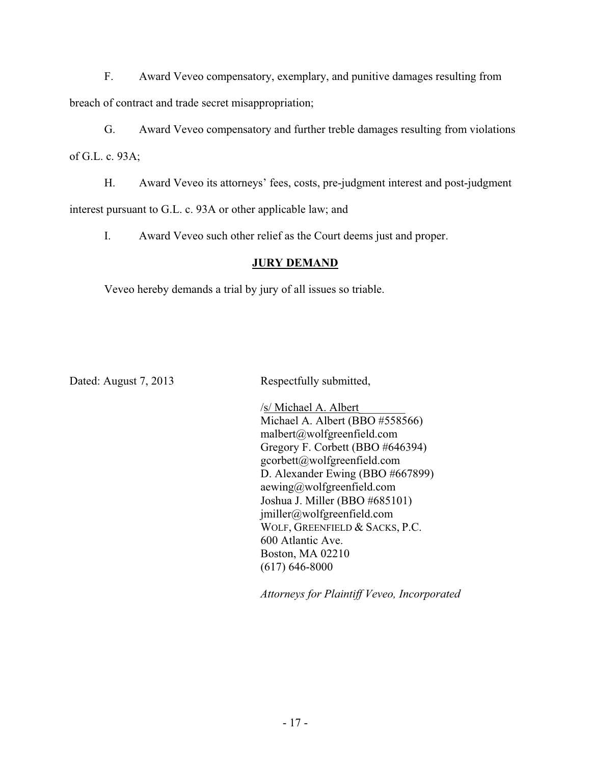F. Award Veveo compensatory, exemplary, and punitive damages resulting from breach of contract and trade secret misappropriation;

G. Award Veveo compensatory and further treble damages resulting from violations of G.L. c. 93A;

H. Award Veveo its attorneys' fees, costs, pre-judgment interest and post-judgment interest pursuant to G.L. c. 93A or other applicable law; and

I. Award Veveo such other relief as the Court deems just and proper.

**JURY DEMAND**

Veveo hereby demands a trial by jury of all issues so triable.

Dated: August 7, 2013

Respectfully submitted,

/s/ Michael A. Albert
Michael A. Albert (BBO #558566)
malbert@wolfgreenfield.com
Gregory F. Corbett (BBO #646394)
gcorbett@wolfgreenfield.com
D. Alexander Ewing (BBO #667899)
aewing@wolfgreenfield.com
Joshua J. Miller (BBO #685101)
jmiller@wolfgreenfield.com
WOLF, GREENFIELD & SACKS, P.C.
600 Atlantic Ave.
Boston, MA 02210
(617) 646-8000

*Attorneys for Plaintiff Veveo, Incorporated*